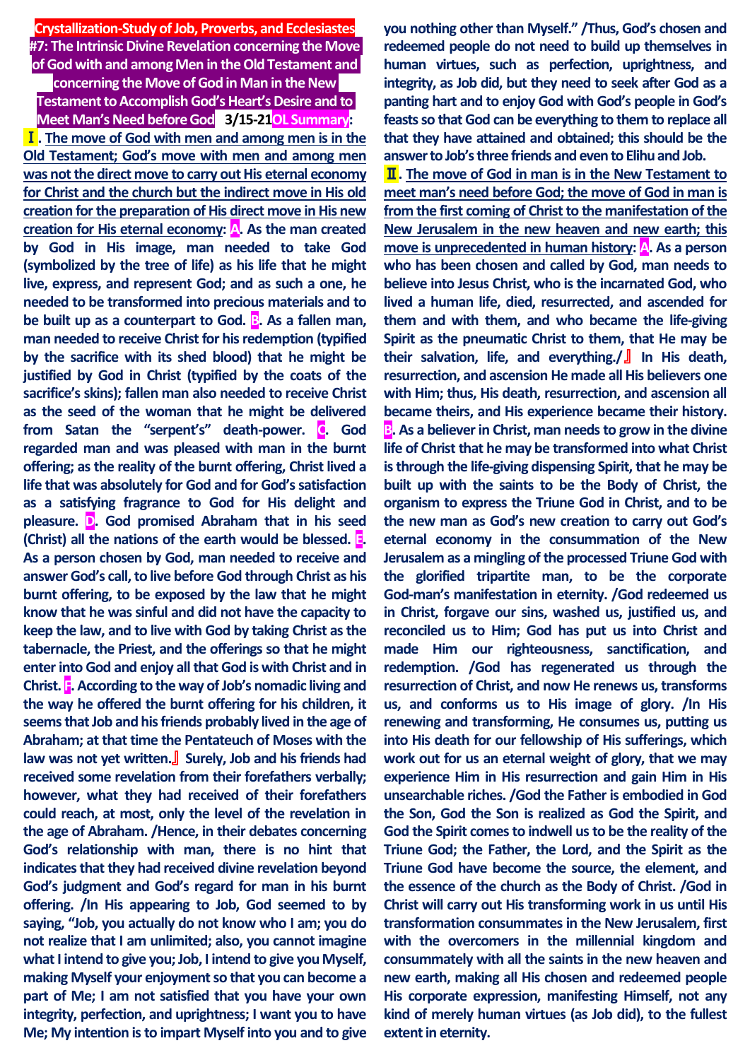**Crystallization-Study of Job, Proverbs, and Ecclesiastes**
**#7: The Intrinsic Divine Revelation concerning the Move of God with and among Men in the Old Testament and concerning the Move of God in Man in the New Testament to Accomplish God's Heart's Desire and to Meet Man's Need before God 3/15-21OL Summary:**

**Ⅰ. The move of God with men and among men is in the Old Testament; God's move with men and among men was not the direct move to carry out His eternal economy for Christ and the church but the indirect move in His old creation for the preparation of His direct move in His new creation for His eternal economy: A. As the man created by God in His image, man needed to take God (symbolized by the tree of life) as his life that he might live, express, and represent God; and as such a one, he needed to be transformed into precious materials and to be built up as a counterpart to God. B. As a fallen man, man needed to receive Christ for his redemption (typified by the sacrifice with its shed blood) that he might be justified by God in Christ (typified by the coats of the sacrifice's skins); fallen man also needed to receive Christ as the seed of the woman that he might be delivered from Satan the "serpent's" death-power. C. God regarded man and was pleased with man in the burnt offering; as the reality of the burnt offering, Christ lived a life that was absolutely for God and for God's satisfaction as a satisfying fragrance to God for His delight and pleasure. D. God promised Abraham that in his seed (Christ) all the nations of the earth would be blessed. E. As a person chosen by God, man needed to receive and answer God's call, to live before God through Christ as his burnt offering, to be exposed by the law that he might know that he was sinful and did not have the capacity to keep the law, and to live with God by taking Christ as the tabernacle, the Priest, and the offerings so that he might enter into God and enjoy all that God is with Christ and in Christ. F. According to the way of Job's nomadic living and the way he offered the burnt offering for his children, it seems that Job and his friends probably lived in the age of Abraham; at that time the Pentateuch of Moses with the law was not yet written.』 Surely, Job and his friends had received some revelation from their forefathers verbally; however, what they had received of their forefathers could reach, at most, only the level of the revelation in the age of Abraham. /Hence, in their debates concerning God's relationship with man, there is no hint that indicates that they had received divine revelation beyond God's judgment and God's regard for man in his burnt offering. /In His appearing to Job, God seemed to by saying, "Job, you actually do not know who I am; you do not realize that I am unlimited; also, you cannot imagine what I intend to give you; Job, I intend to give you Myself, making Myself your enjoyment so that you can become a part of Me; I am not satisfied that you have your own integrity, perfection, and uprightness; I want you to have Me; My intention is to impart Myself into you and to give you nothing other than Myself." /Thus, God's chosen and redeemed people do not need to build up themselves in human virtues, such as perfection, uprightness, and integrity, as Job did, but they need to seek after God as a panting hart and to enjoy God with God's people in God's feasts so that God can be everything to them to replace all that they have attained and obtained; this should be the answer to Job's three friends and even to Elihu and Job.**

**Ⅱ. The move of God in man is in the New Testament to meet man's need before God; the move of God in man is from the first coming of Christ to the manifestation of the New Jerusalem in the new heaven and new earth; this move is unprecedented in human history: A. As a person who has been chosen and called by God, man needs to believe into Jesus Christ, who is the incarnated God, who lived a human life, died, resurrected, and ascended for them and with them, and who became the life-giving Spirit as the pneumatic Christ to them, that He may be their salvation, life, and everything./』 In His death, resurrection, and ascension He made all His believers one with Him; thus, His death, resurrection, and ascension all became theirs, and His experience became their history. B. As a believer in Christ, man needs to grow in the divine life of Christ that he may be transformed into what Christ is through the life-giving dispensing Spirit, that he may be built up with the saints to be the Body of Christ, the organism to express the Triune God in Christ, and to be the new man as God's new creation to carry out God's eternal economy in the consummation of the New Jerusalem as a mingling of the processed Triune God with the glorified tripartite man, to be the corporate God-man's manifestation in eternity. /God redeemed us in Christ, forgave our sins, washed us, justified us, and reconciled us to Him; God has put us into Christ and made Him our righteousness, sanctification, and redemption. /God has regenerated us through the resurrection of Christ, and now He renews us, transforms us, and conforms us to His image of glory. /In His renewing and transforming, He consumes us, putting us into His death for our fellowship of His sufferings, which work out for us an eternal weight of glory, that we may experience Him in His resurrection and gain Him in His unsearchable riches. /God the Father is embodied in God the Son, God the Son is realized as God the Spirit, and God the Spirit comes to indwell us to be the reality of the Triune God; the Father, the Lord, and the Spirit as the Triune God have become the source, the element, and the essence of the church as the Body of Christ. /God in Christ will carry out His transforming work in us until His transformation consummates in the New Jerusalem, first with the overcomers in the millennial kingdom and consummately with all the saints in the new heaven and new earth, making all His chosen and redeemed people His corporate expression, manifesting Himself, not any kind of merely human virtues (as Job did), to the fullest extent in eternity.**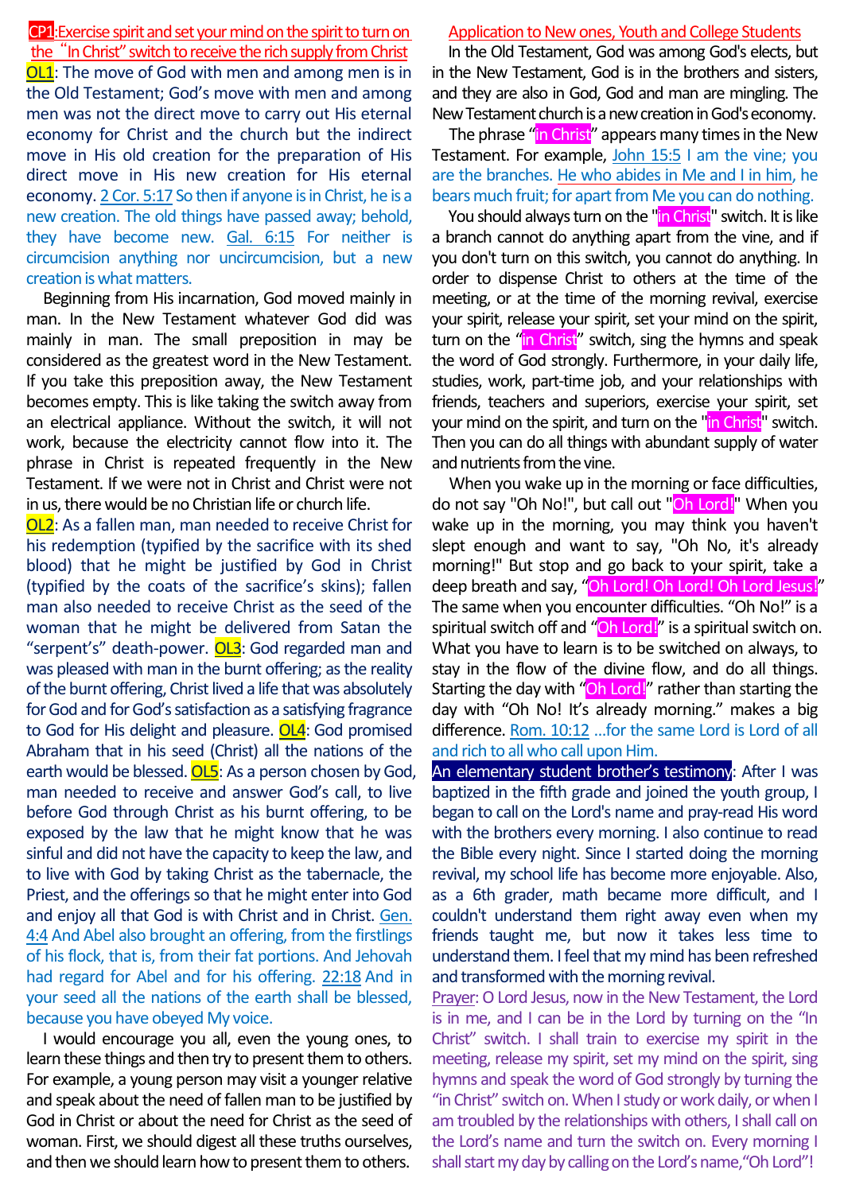**CP1**:Exercise spirit and set your mind on the spirit to turn on the "In Christ" switch to receive the rich supply from Christ

**OL1**: The move of God with men and among men is in the Old Testament; God's move with men and among men was not the direct move to carry out His eternal economy for Christ and the church but the indirect move in His old creation for the preparation of His direct move in His new creation for His eternal economy. 2 Cor. 5:17 So then if anyone is in Christ, he is a new creation. The old things have passed away; behold, they have become new. Gal. 6:15 For neither is circumcision anything nor uncircumcision, but a new creation is what matters.

Beginning from His incarnation, God moved mainly in man. In the New Testament whatever God did was mainly in man. The small preposition in may be considered as the greatest word in the New Testament. If you take this preposition away, the New Testament becomes empty. This is like taking the switch away from an electrical appliance. Without the switch, it will not work, because the electricity cannot flow into it. The phrase in Christ is repeated frequently in the New Testament. If we were not in Christ and Christ were not in us, there would be no Christian life or church life.

**OL2**: As a fallen man, man needed to receive Christ for his redemption (typified by the sacrifice with its shed blood) that he might be justified by God in Christ (typified by the coats of the sacrifice's skins); fallen man also needed to receive Christ as the seed of the woman that he might be delivered from Satan the "serpent's" death-power. **OL3**: God regarded man and was pleased with man in the burnt offering; as the reality of the burnt offering, Christ lived a life that was absolutely for God and for God's satisfaction as a satisfying fragrance to God for His delight and pleasure. **OL4**: God promised Abraham that in his seed (Christ) all the nations of the earth would be blessed. **OL5**: As a person chosen by God, man needed to receive and answer God's call, to live before God through Christ as his burnt offering, to be exposed by the law that he might know that he was sinful and did not have the capacity to keep the law, and to live with God by taking Christ as the tabernacle, the Priest, and the offerings so that he might enter into God and enjoy all that God is with Christ and in Christ. Gen. 4:4 And Abel also brought an offering, from the firstlings of his flock, that is, from their fat portions. And Jehovah had regard for Abel and for his offering. 22:18 And in your seed all the nations of the earth shall be blessed, because you have obeyed My voice.

I would encourage you all, even the young ones, to learn these things and then try to present them to others. For example, a young person may visit a younger relative and speak about the need of fallen man to be justified by God in Christ or about the need for Christ as the seed of woman. First, we should digest all these truths ourselves, and then we should learn how to present them to others.

## Application to New ones, Youth and College Students

In the Old Testament, God was among God's elects, but in the New Testament, God is in the brothers and sisters, and they are also in God, God and man are mingling. The New Testament church is a new creation in God's economy.

The phrase "in Christ" appears many times in the New Testament. For example, John 15:5 I am the vine; you are the branches. He who abides in Me and I in him, he bears much fruit; for apart from Me you can do nothing.

You should always turn on the "in Christ" switch. It is like a branch cannot do anything apart from the vine, and if you don't turn on this switch, you cannot do anything. In order to dispense Christ to others at the time of the meeting, or at the time of the morning revival, exercise your spirit, release your spirit, set your mind on the spirit, turn on the "in Christ" switch, sing the hymns and speak the word of God strongly. Furthermore, in your daily life, studies, work, part-time job, and your relationships with friends, teachers and superiors, exercise your spirit, set your mind on the spirit, and turn on the "in Christ" switch. Then you can do all things with abundant supply of water and nutrients from the vine.

When you wake up in the morning or face difficulties, do not say "Oh No!", but call out "Oh Lord!" When you wake up in the morning, you may think you haven't slept enough and want to say, "Oh No, it's already morning!" But stop and go back to your spirit, take a deep breath and say, "Oh Lord! Oh Lord! Oh Lord Jesus!" The same when you encounter difficulties. "Oh No!" is a spiritual switch off and "Oh Lord!" is a spiritual switch on. What you have to learn is to be switched on always, to stay in the flow of the divine flow, and do all things. Starting the day with "Oh Lord!" rather than starting the day with "Oh No! It's already morning." makes a big difference. Rom. 10:12 …for the same Lord is Lord of all and rich to all who call upon Him.

**An elementary student brother's testimony**: After I was baptized in the fifth grade and joined the youth group, I began to call on the Lord's name and pray-read His word with the brothers every morning. I also continue to read the Bible every night. Since I started doing the morning revival, my school life has become more enjoyable. Also, as a 6th grader, math became more difficult, and I couldn't understand them right away even when my friends taught me, but now it takes less time to understand them. I feel that my mind has been refreshed and transformed with the morning revival.

Prayer: O Lord Jesus, now in the New Testament, the Lord is in me, and I can be in the Lord by turning on the "In Christ" switch. I shall train to exercise my spirit in the meeting, release my spirit, set my mind on the spirit, sing hymns and speak the word of God strongly by turning the "in Christ" switch on. When I study or work daily, or when I am troubled by the relationships with others, I shall call on the Lord's name and turn the switch on. Every morning I shall start my day by calling on the Lord's name, "Oh Lord"!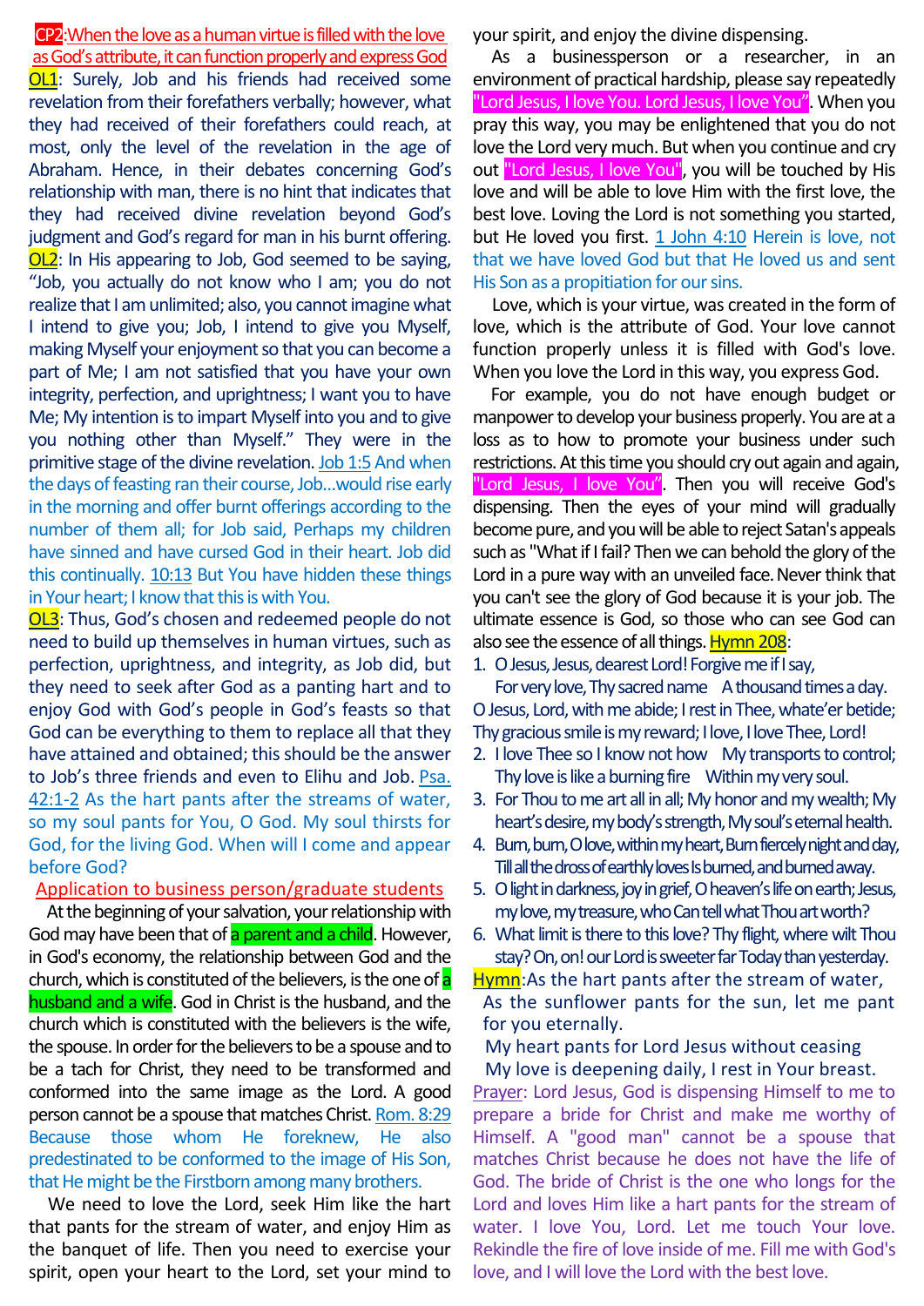**CP2**: When the love as a human virtue is filled with the love as God's attribute, it can function properly and express God

**OL1**: Surely, Job and his friends had received some revelation from their forefathers verbally; however, what they had received of their forefathers could reach, at most, only the level of the revelation in the age of Abraham. Hence, in their debates concerning God's relationship with man, there is no hint that indicates that they had received divine revelation beyond God's judgment and God's regard for man in his burnt offering.

**OL2**: In His appearing to Job, God seemed to be saying, "Job, you actually do not know who I am; you do not realize that I am unlimited; also, you cannot imagine what I intend to give you; Job, I intend to give you Myself, making Myself your enjoyment so that you can become a part of Me; I am not satisfied that you have your own integrity, perfection, and uprightness; I want you to have Me; My intention is to impart Myself into you and to give you nothing other than Myself." They were in the primitive stage of the divine revelation. Job 1:5 And when the days of feasting ran their course, Job…would rise early in the morning and offer burnt offerings according to the number of them all; for Job said, Perhaps my children have sinned and have cursed God in their heart. Job did this continually. 10:13 But You have hidden these things in Your heart; I know that this is with You.

**OL3**: Thus, God's chosen and redeemed people do not need to build up themselves in human virtues, such as perfection, uprightness, and integrity, as Job did, but they need to seek after God as a panting hart and to enjoy God with God's people in God's feasts so that God can be everything to them to replace all that they have attained and obtained; this should be the answer to Job's three friends and even to Elihu and Job. Psa. 42:1-2 As the hart pants after the streams of water, so my soul pants for You, O God. My soul thirsts for God, for the living God. When will I come and appear before God?

Application to business person/graduate students

At the beginning of your salvation, your relationship with God may have been that of a parent and a child. However, in God's economy, the relationship between God and the church, which is constituted of the believers, is the one of a husband and a wife. God in Christ is the husband, and the church which is constituted with the believers is the wife, the spouse. In order for the believers to be a spouse and to be a tach for Christ, they need to be transformed and conformed into the same image as the Lord. A good person cannot be a spouse that matches Christ. Rom. 8:29 Because those whom He foreknew, He also predestinated to be conformed to the image of His Son, that He might be the Firstborn among many brothers.

We need to love the Lord, seek Him like the hart that pants for the stream of water, and enjoy Him as the banquet of life. Then you need to exercise your spirit, open your heart to the Lord, set your mind to your spirit, and enjoy the divine dispensing.

As a businessperson or a researcher, in an environment of practical hardship, please say repeatedly "Lord Jesus, I love You. Lord Jesus, I love You". When you pray this way, you may be enlightened that you do not love the Lord very much. But when you continue and cry out "Lord Jesus, I love You", you will be touched by His love and will be able to love Him with the first love, the best love. Loving the Lord is not something you started, but He loved you first. 1 John 4:10 Herein is love, not that we have loved God but that He loved us and sent His Son as a propitiation for our sins.

Love, which is your virtue, was created in the form of love, which is the attribute of God. Your love cannot function properly unless it is filled with God's love. When you love the Lord in this way, you express God.

For example, you do not have enough budget or manpower to develop your business properly. You are at a loss as to how to promote your business under such restrictions. At this time you should cry out again and again, "Lord Jesus, I love You". Then you will receive God's dispensing. Then the eyes of your mind will gradually become pure, and you will be able to reject Satan's appeals such as "What if I fail? Then we can behold the glory of the Lord in a pure way with an unveiled face. Never think that you can't see the glory of God because it is your job. The ultimate essence is God, so those who can see God can also see the essence of all things. **Hymn 208**:

1. O Jesus, Jesus, dearest Lord! Forgive me if I say,
   For very love, Thy sacred name A thousand times a day.
   O Jesus, Lord, with me abide; I rest in Thee, whate'er betide;
   Thy gracious smile is my reward; I love, I love Thee, Lord!
2. I love Thee so I know not how My transports to control;
   Thy love is like a burning fire Within my very soul.
3. For Thou to me art all in all; My honor and my wealth; My heart's desire, my body's strength, My soul's eternal health.
4. Burn, burn, O love, within my heart, Burn fiercely night and day,
   Till all the dross of earthly loves Is burned, and burned away.
5. O light in darkness, joy in grief, O heaven's life on earth; Jesus, my love, my treasure, who Can tell what Thou art worth?
6. What limit is there to this love? Thy flight, where wilt Thou stay? On, on! our Lord is sweeter far Today than yesterday.

**Hymn**: As the hart pants after the stream of water,
As the sunflower pants for the sun, let me pant for you eternally.
My heart pants for Lord Jesus without ceasing
My love is deepening daily, I rest in Your breast.

Prayer: Lord Jesus, God is dispensing Himself to me to prepare a bride for Christ and make me worthy of Himself. A "good man" cannot be a spouse that matches Christ because he does not have the life of God. The bride of Christ is the one who longs for the Lord and loves Him like a hart pants for the stream of water. I love You, Lord. Let me touch Your love. Rekindle the fire of love inside of me. Fill me with God's love, and I will love the Lord with the best love.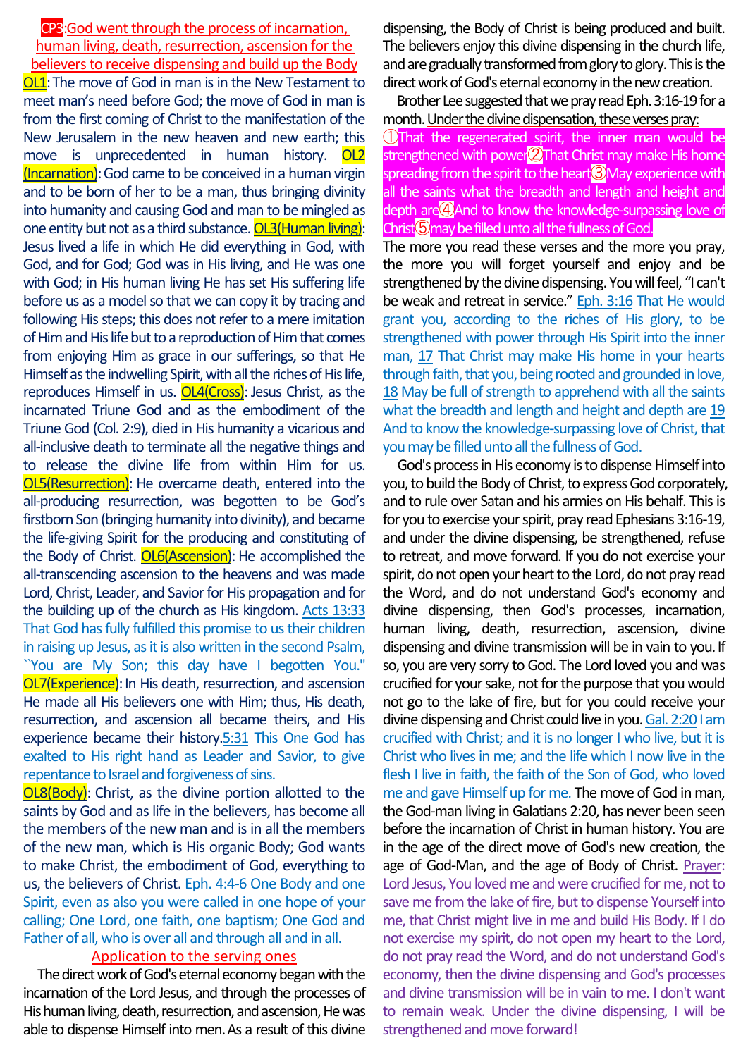## CP3: God went through the process of incarnation, human living, death, resurrection, ascension for the believers to receive dispensing and build up the Body

**OL1**: The move of God in man is in the New Testament to meet man's need before God; the move of God in man is from the first coming of Christ to the manifestation of the New Jerusalem in the new heaven and new earth; this move is unprecedented in human history. **OL2 (Incarnation)**: God came to be conceived in a human virgin and to be born of her to be a man, thus bringing divinity into humanity and causing God and man to be mingled as one entity but not as a third substance. **OL3 (Human living)**: Jesus lived a life in which He did everything in God, with God, and for God; God was in His living, and He was one with God; in His human living He has set His suffering life before us as a model so that we can copy it by tracing and following His steps; this does not refer to a mere imitation of Him and His life but to a reproduction of Him that comes from enjoying Him as grace in our sufferings, so that He Himself as the indwelling Spirit, with all the riches of His life, reproduces Himself in us. **OL4 (Cross)**: Jesus Christ, as the incarnated Triune God and as the embodiment of the Triune God (Col. 2:9), died in His humanity a vicarious and all-inclusive death to terminate all the negative things and to release the divine life from within Him for us. **OL5 (Resurrection)**: He overcame death, entered into the all-producing resurrection, was begotten to be God's firstborn Son (bringing humanity into divinity), and became the life-giving Spirit for the producing and constituting of the Body of Christ. **OL6 (Ascension)**: He accomplished the all-transcending ascension to the heavens and was made Lord, Christ, Leader, and Savior for His propagation and for the building up of the church as His kingdom. Acts 13:33 That God has fully fulfilled this promise to us their children in raising up Jesus, as it is also written in the second Psalm, "You are My Son; this day have I begotten You." **OL7 (Experience)**: In His death, resurrection, and ascension He made all His believers one with Him; thus, His death, resurrection, and ascension all became theirs, and His experience became their history. 5:31 This One God has exalted to His right hand as Leader and Savior, to give repentance to Israel and forgiveness of sins.

**OL8 (Body)**: Christ, as the divine portion allotted to the saints by God and as life in the believers, has become all the members of the new man and is in all the members of the new man, which is His organic Body; God wants to make Christ, the embodiment of God, everything to us, the believers of Christ. Eph. 4:4-6 One Body and one Spirit, even as also you were called in one hope of your calling; One Lord, one faith, one baptism; One God and Father of all, who is over all and through all and in all.

### Application to the serving ones

The direct work of God's eternal economy began with the incarnation of the Lord Jesus, and through the processes of His human living, death, resurrection, and ascension, He was able to dispense Himself into men. As a result of this divine dispensing, the Body of Christ is being produced and built. The believers enjoy this divine dispensing in the church life, and are gradually transformed from glory to glory. This is the direct work of God's eternal economy in the new creation.

Brother Lee suggested that we pray read Eph. 3:16-19 for a month. Under the divine dispensation, these verses pray:
①That the regenerated spirit, the inner man would be strengthened with power②That Christ may make His home spreading from the spirit to the heart③May experience with all the saints what the breadth and length and height and depth are④And to know the knowledge-surpassing love of Christ⑤may be filled unto all the fullness of God.
The more you read these verses and the more you pray, the more you will forget yourself and enjoy and be strengthened by the divine dispensing. You will feel, "I can't be weak and retreat in service." Eph. 3:16 That He would grant you, according to the riches of His glory, to be strengthened with power through His Spirit into the inner man, 17 That Christ may make His home in your hearts through faith, that you, being rooted and grounded in love, 18 May be full of strength to apprehend with all the saints what the breadth and length and height and depth are 19 And to know the knowledge-surpassing love of Christ, that you may be filled unto all the fullness of God.

God's process in His economy is to dispense Himself into you, to build the Body of Christ, to express God corporately, and to rule over Satan and his armies on His behalf. This is for you to exercise your spirit, pray read Ephesians 3:16-19, and under the divine dispensing, be strengthened, refuse to retreat, and move forward. If you do not exercise your spirit, do not open your heart to the Lord, do not pray read the Word, and do not understand God's economy and divine dispensing, then God's processes, incarnation, human living, death, resurrection, ascension, divine dispensing and divine transmission will be in vain to you. If so, you are very sorry to God. The Lord loved you and was crucified for your sake, not for the purpose that you would not go to the lake of fire, but for you could receive your divine dispensing and Christ could live in you. Gal. 2:20 I am crucified with Christ; and it is no longer I who live, but it is Christ who lives in me; and the life which I now live in the flesh I live in faith, the faith of the Son of God, who loved me and gave Himself up for me. The move of God in man, the God-man living in Galatians 2:20, has never been seen before the incarnation of Christ in human history. You are in the age of the direct move of God's new creation, the age of God-Man, and the age of Body of Christ. Prayer: Lord Jesus, You loved me and were crucified for me, not to save me from the lake of fire, but to dispense Yourself into me, that Christ might live in me and build His Body. If I do not exercise my spirit, do not open my heart to the Lord, do not pray read the Word, and do not understand God's economy, then the divine dispensing and God's processes and divine transmission will be in vain to me. I don't want to remain weak. Under the divine dispensing, I will be strengthened and move forward!